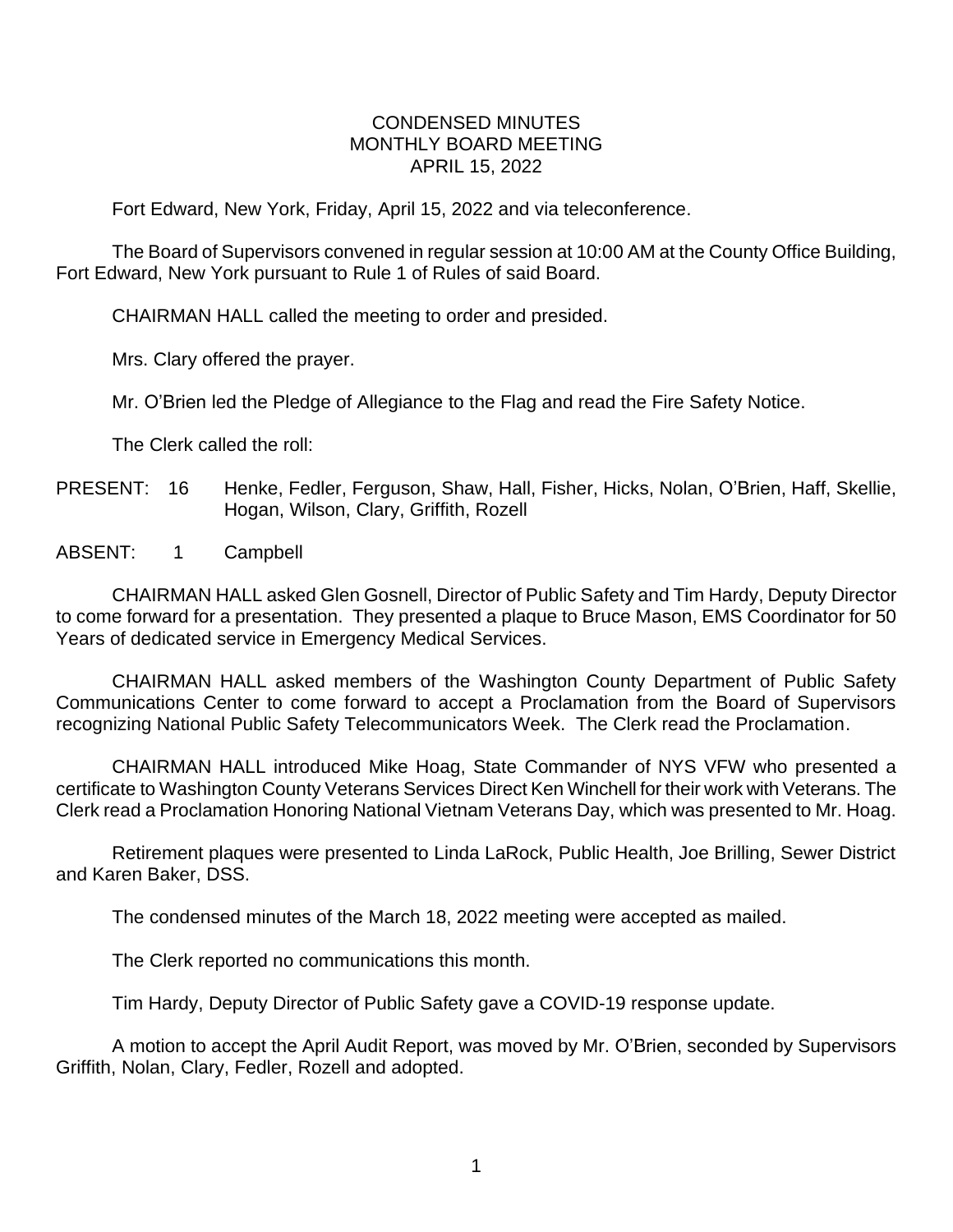# CONDENSED MINUTES
# MONTHLY BOARD MEETING
# APRIL 15, 2022

Fort Edward, New York, Friday, April 15, 2022 and via teleconference.

The Board of Supervisors convened in regular session at 10:00 AM at the County Office Building, Fort Edward, New York pursuant to Rule 1 of Rules of said Board.

CHAIRMAN HALL called the meeting to order and presided.

Mrs. Clary offered the prayer.

Mr. O'Brien led the Pledge of Allegiance to the Flag and read the Fire Safety Notice.

The Clerk called the roll:

PRESENT: 16 Henke, Fedler, Ferguson, Shaw, Hall, Fisher, Hicks, Nolan, O'Brien, Haff, Skellie, Hogan, Wilson, Clary, Griffith, Rozell

ABSENT: 1 Campbell

CHAIRMAN HALL asked Glen Gosnell, Director of Public Safety and Tim Hardy, Deputy Director to come forward for a presentation. They presented a plaque to Bruce Mason, EMS Coordinator for 50 Years of dedicated service in Emergency Medical Services.

CHAIRMAN HALL asked members of the Washington County Department of Public Safety Communications Center to come forward to accept a Proclamation from the Board of Supervisors recognizing National Public Safety Telecommunicators Week. The Clerk read the Proclamation.

CHAIRMAN HALL introduced Mike Hoag, State Commander of NYS VFW who presented a certificate to Washington County Veterans Services Direct Ken Winchell for their work with Veterans. The Clerk read a Proclamation Honoring National Vietnam Veterans Day, which was presented to Mr. Hoag.

Retirement plaques were presented to Linda LaRock, Public Health, Joe Brilling, Sewer District and Karen Baker, DSS.

The condensed minutes of the March 18, 2022 meeting were accepted as mailed.

The Clerk reported no communications this month.

Tim Hardy, Deputy Director of Public Safety gave a COVID-19 response update.

A motion to accept the April Audit Report, was moved by Mr. O'Brien, seconded by Supervisors Griffith, Nolan, Clary, Fedler, Rozell and adopted.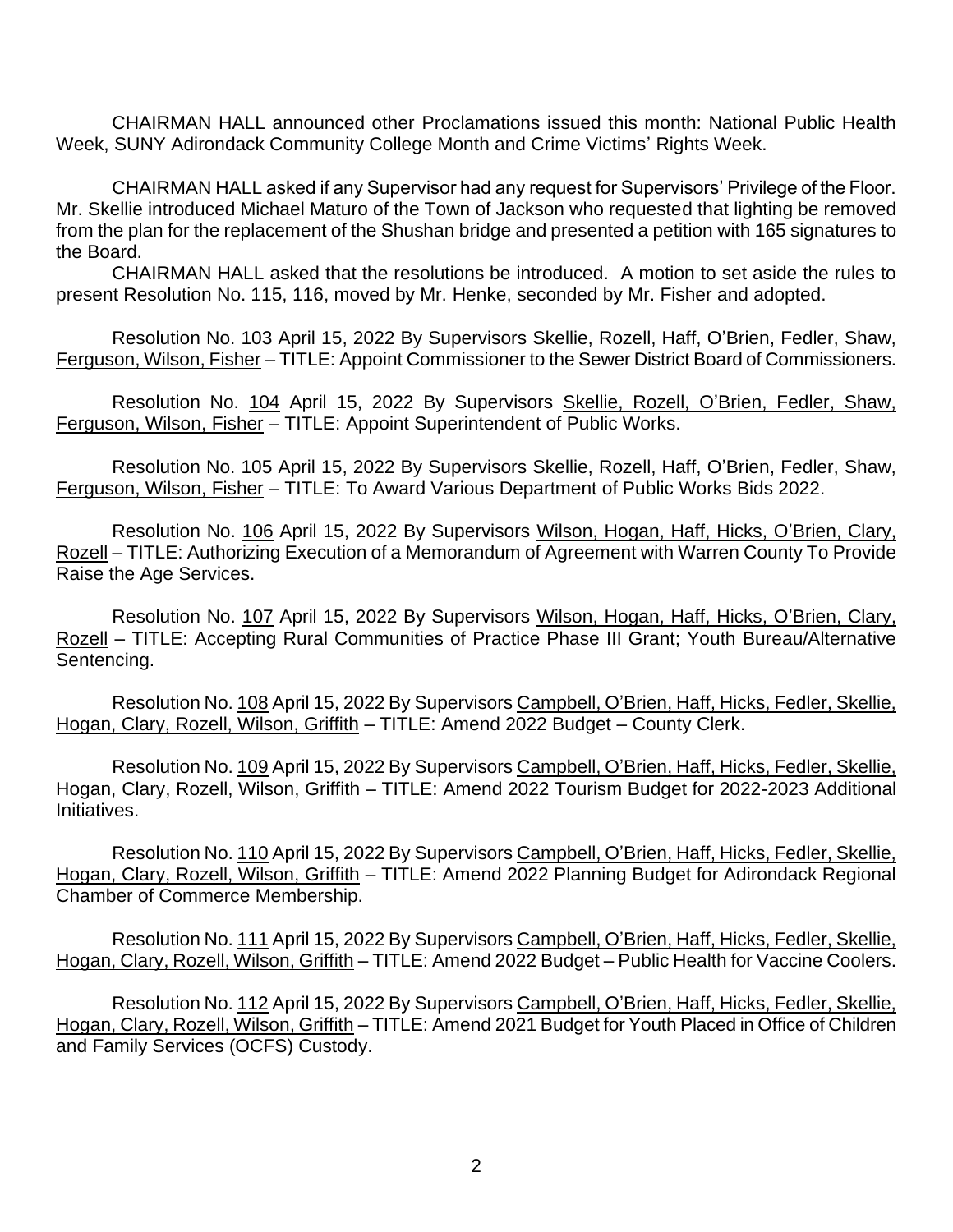CHAIRMAN HALL announced other Proclamations issued this month: National Public Health Week, SUNY Adirondack Community College Month and Crime Victims' Rights Week.

CHAIRMAN HALL asked if any Supervisor had any request for Supervisors' Privilege of the Floor. Mr. Skellie introduced Michael Maturo of the Town of Jackson who requested that lighting be removed from the plan for the replacement of the Shushan bridge and presented a petition with 165 signatures to the Board.

CHAIRMAN HALL asked that the resolutions be introduced. A motion to set aside the rules to present Resolution No. 115, 116, moved by Mr. Henke, seconded by Mr. Fisher and adopted.

Resolution No. <u>103</u> April 15, 2022 By Supervisors <u>Skellie, Rozell, Haff, O'Brien, Fedler, Shaw, Ferguson, Wilson, Fisher</u> – TITLE: Appoint Commissioner to the Sewer District Board of Commissioners.

Resolution No. <u>104</u> April 15, 2022 By Supervisors <u>Skellie, Rozell, O'Brien, Fedler, Shaw, Ferguson, Wilson, Fisher</u> – TITLE: Appoint Superintendent of Public Works.

Resolution No. <u>105</u> April 15, 2022 By Supervisors <u>Skellie, Rozell, Haff, O'Brien, Fedler, Shaw, Ferguson, Wilson, Fisher</u> – TITLE: To Award Various Department of Public Works Bids 2022.

Resolution No. <u>106</u> April 15, 2022 By Supervisors <u>Wilson, Hogan, Haff, Hicks, O'Brien, Clary, Rozell</u> – TITLE: Authorizing Execution of a Memorandum of Agreement with Warren County To Provide Raise the Age Services.

Resolution No. <u>107</u> April 15, 2022 By Supervisors <u>Wilson, Hogan, Haff, Hicks, O'Brien, Clary, Rozell</u> – TITLE: Accepting Rural Communities of Practice Phase III Grant; Youth Bureau/Alternative Sentencing.

Resolution No. <u>108</u> April 15, 2022 By Supervisors <u>Campbell, O'Brien, Haff, Hicks, Fedler, Skellie, Hogan, Clary, Rozell, Wilson, Griffith</u> – TITLE: Amend 2022 Budget – County Clerk.

Resolution No. <u>109</u> April 15, 2022 By Supervisors <u>Campbell, O'Brien, Haff, Hicks, Fedler, Skellie, Hogan, Clary, Rozell, Wilson, Griffith</u> – TITLE: Amend 2022 Tourism Budget for 2022-2023 Additional Initiatives.

Resolution No. <u>110</u> April 15, 2022 By Supervisors <u>Campbell, O'Brien, Haff, Hicks, Fedler, Skellie, Hogan, Clary, Rozell, Wilson, Griffith</u> – TITLE: Amend 2022 Planning Budget for Adirondack Regional Chamber of Commerce Membership.

Resolution No. <u>111</u> April 15, 2022 By Supervisors <u>Campbell, O'Brien, Haff, Hicks, Fedler, Skellie, Hogan, Clary, Rozell, Wilson, Griffith</u> – TITLE: Amend 2022 Budget – Public Health for Vaccine Coolers.

Resolution No. <u>112</u> April 15, 2022 By Supervisors <u>Campbell, O'Brien, Haff, Hicks, Fedler, Skellie, Hogan, Clary, Rozell, Wilson, Griffith</u> – TITLE: Amend 2021 Budget for Youth Placed in Office of Children and Family Services (OCFS) Custody.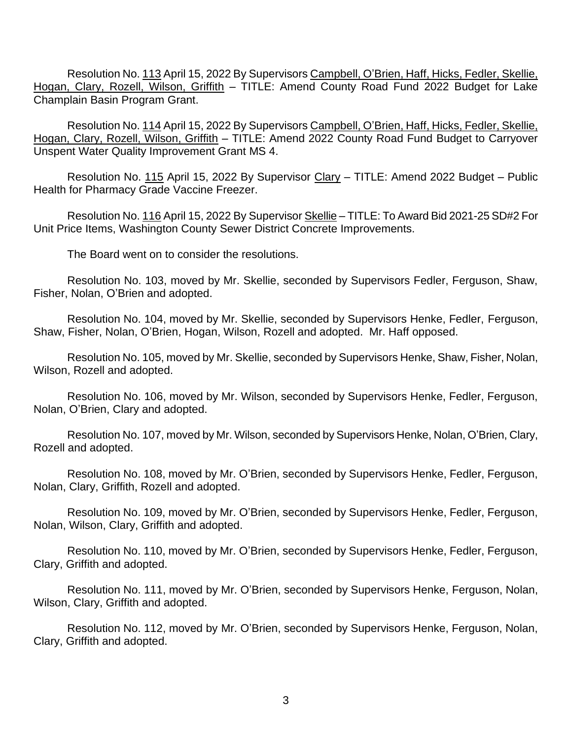Resolution No. 113 April 15, 2022 By Supervisors Campbell, O'Brien, Haff, Hicks, Fedler, Skellie, Hogan, Clary, Rozell, Wilson, Griffith – TITLE: Amend County Road Fund 2022 Budget for Lake Champlain Basin Program Grant.

Resolution No. 114 April 15, 2022 By Supervisors Campbell, O'Brien, Haff, Hicks, Fedler, Skellie, Hogan, Clary, Rozell, Wilson, Griffith – TITLE: Amend 2022 County Road Fund Budget to Carryover Unspent Water Quality Improvement Grant MS 4.

Resolution No. 115 April 15, 2022 By Supervisor Clary – TITLE: Amend 2022 Budget – Public Health for Pharmacy Grade Vaccine Freezer.

Resolution No. 116 April 15, 2022 By Supervisor Skellie – TITLE: To Award Bid 2021-25 SD#2 For Unit Price Items, Washington County Sewer District Concrete Improvements.

The Board went on to consider the resolutions.

Resolution No. 103, moved by Mr. Skellie, seconded by Supervisors Fedler, Ferguson, Shaw, Fisher, Nolan, O'Brien and adopted.

Resolution No. 104, moved by Mr. Skellie, seconded by Supervisors Henke, Fedler, Ferguson, Shaw, Fisher, Nolan, O'Brien, Hogan, Wilson, Rozell and adopted. Mr. Haff opposed.

Resolution No. 105, moved by Mr. Skellie, seconded by Supervisors Henke, Shaw, Fisher, Nolan, Wilson, Rozell and adopted.

Resolution No. 106, moved by Mr. Wilson, seconded by Supervisors Henke, Fedler, Ferguson, Nolan, O'Brien, Clary and adopted.

Resolution No. 107, moved by Mr. Wilson, seconded by Supervisors Henke, Nolan, O'Brien, Clary, Rozell and adopted.

Resolution No. 108, moved by Mr. O'Brien, seconded by Supervisors Henke, Fedler, Ferguson, Nolan, Clary, Griffith, Rozell and adopted.

Resolution No. 109, moved by Mr. O'Brien, seconded by Supervisors Henke, Fedler, Ferguson, Nolan, Wilson, Clary, Griffith and adopted.

Resolution No. 110, moved by Mr. O'Brien, seconded by Supervisors Henke, Fedler, Ferguson, Clary, Griffith and adopted.

Resolution No. 111, moved by Mr. O'Brien, seconded by Supervisors Henke, Ferguson, Nolan, Wilson, Clary, Griffith and adopted.

Resolution No. 112, moved by Mr. O'Brien, seconded by Supervisors Henke, Ferguson, Nolan, Clary, Griffith and adopted.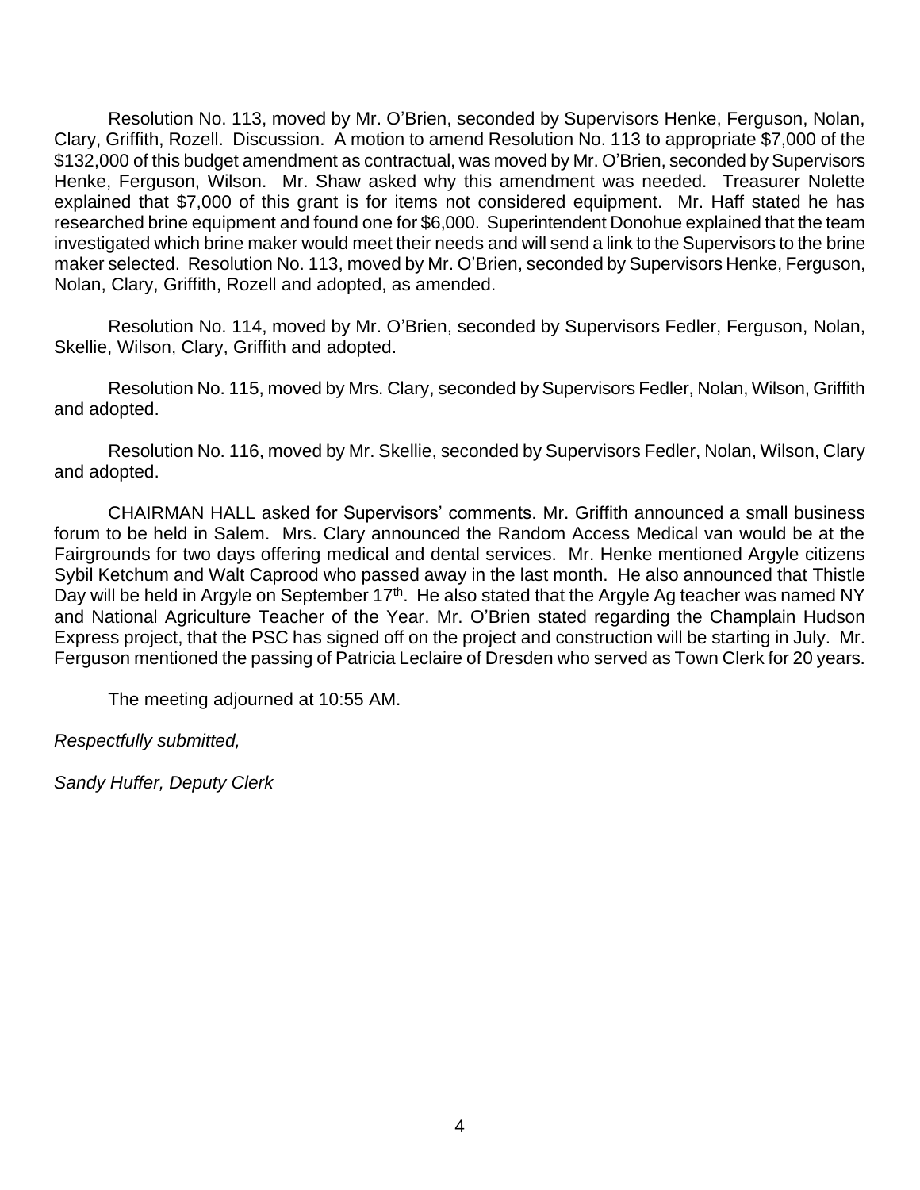Resolution No. 113, moved by Mr. O'Brien, seconded by Supervisors Henke, Ferguson, Nolan, Clary, Griffith, Rozell. Discussion. A motion to amend Resolution No. 113 to appropriate $7,000 of the $132,000 of this budget amendment as contractual, was moved by Mr. O'Brien, seconded by Supervisors Henke, Ferguson, Wilson. Mr. Shaw asked why this amendment was needed. Treasurer Nolette explained that $7,000 of this grant is for items not considered equipment. Mr. Haff stated he has researched brine equipment and found one for $6,000. Superintendent Donohue explained that the team investigated which brine maker would meet their needs and will send a link to the Supervisors to the brine maker selected. Resolution No. 113, moved by Mr. O'Brien, seconded by Supervisors Henke, Ferguson, Nolan, Clary, Griffith, Rozell and adopted, as amended.

Resolution No. 114, moved by Mr. O'Brien, seconded by Supervisors Fedler, Ferguson, Nolan, Skellie, Wilson, Clary, Griffith and adopted.

Resolution No. 115, moved by Mrs. Clary, seconded by Supervisors Fedler, Nolan, Wilson, Griffith and adopted.

Resolution No. 116, moved by Mr. Skellie, seconded by Supervisors Fedler, Nolan, Wilson, Clary and adopted.

CHAIRMAN HALL asked for Supervisors' comments. Mr. Griffith announced a small business forum to be held in Salem. Mrs. Clary announced the Random Access Medical van would be at the Fairgrounds for two days offering medical and dental services. Mr. Henke mentioned Argyle citizens Sybil Ketchum and Walt Caprood who passed away in the last month. He also announced that Thistle Day will be held in Argyle on September 17th. He also stated that the Argyle Ag teacher was named NY and National Agriculture Teacher of the Year. Mr. O'Brien stated regarding the Champlain Hudson Express project, that the PSC has signed off on the project and construction will be starting in July. Mr. Ferguson mentioned the passing of Patricia Leclaire of Dresden who served as Town Clerk for 20 years.

The meeting adjourned at 10:55 AM.

*Respectfully submitted,*

*Sandy Huffer, Deputy Clerk*